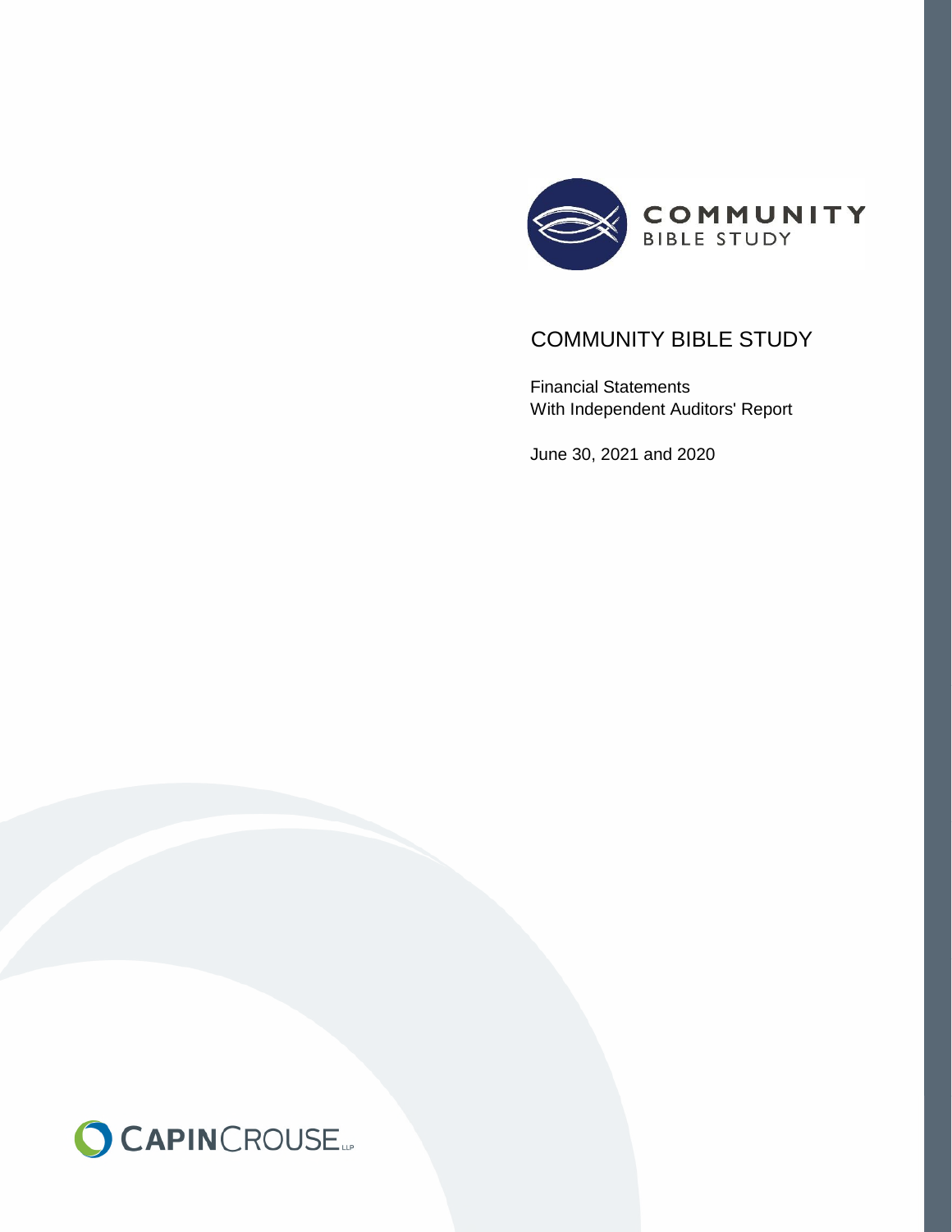COMMUNITY
BIBLE STUDY

# COMMUNITY BIBLE STUDY

Financial Statements
With Independent Auditors' Report

June 30, 2021 and 2020

CAPINCROUSE LLP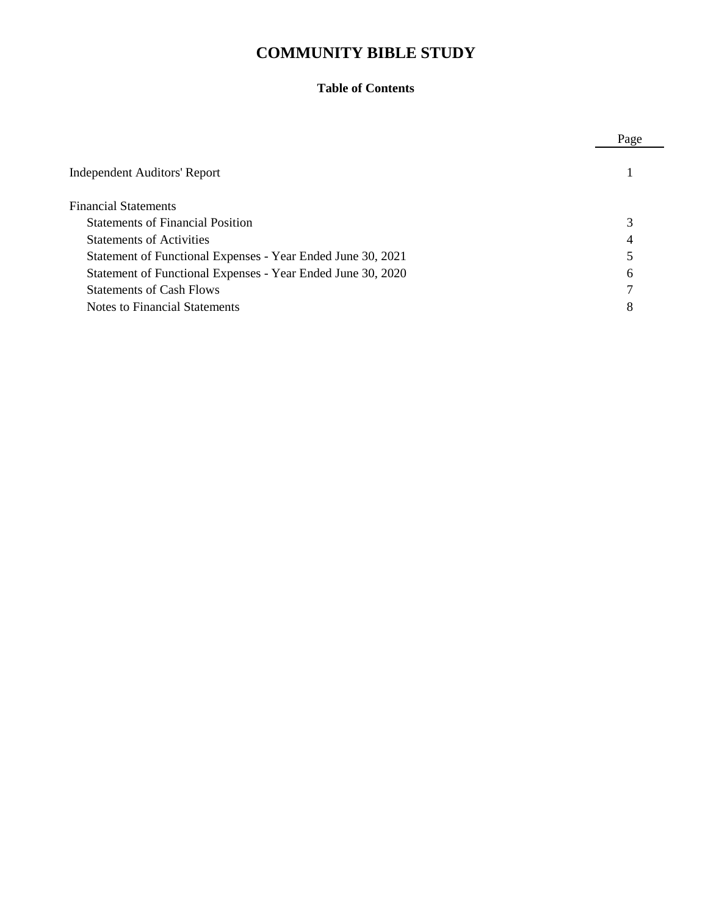# COMMUNITY BIBLE STUDY

## Table of Contents

| | Page |
|---|---|
| Independent Auditors' Report | 1 |
| Financial Statements | |
| Statements of Financial Position | 3 |
| Statements of Activities | 4 |
| Statement of Functional Expenses - Year Ended June 30, 2021 | 5 |
| Statement of Functional Expenses - Year Ended June 30, 2020 | 6 |
| Statements of Cash Flows | 7 |
| Notes to Financial Statements | 8 |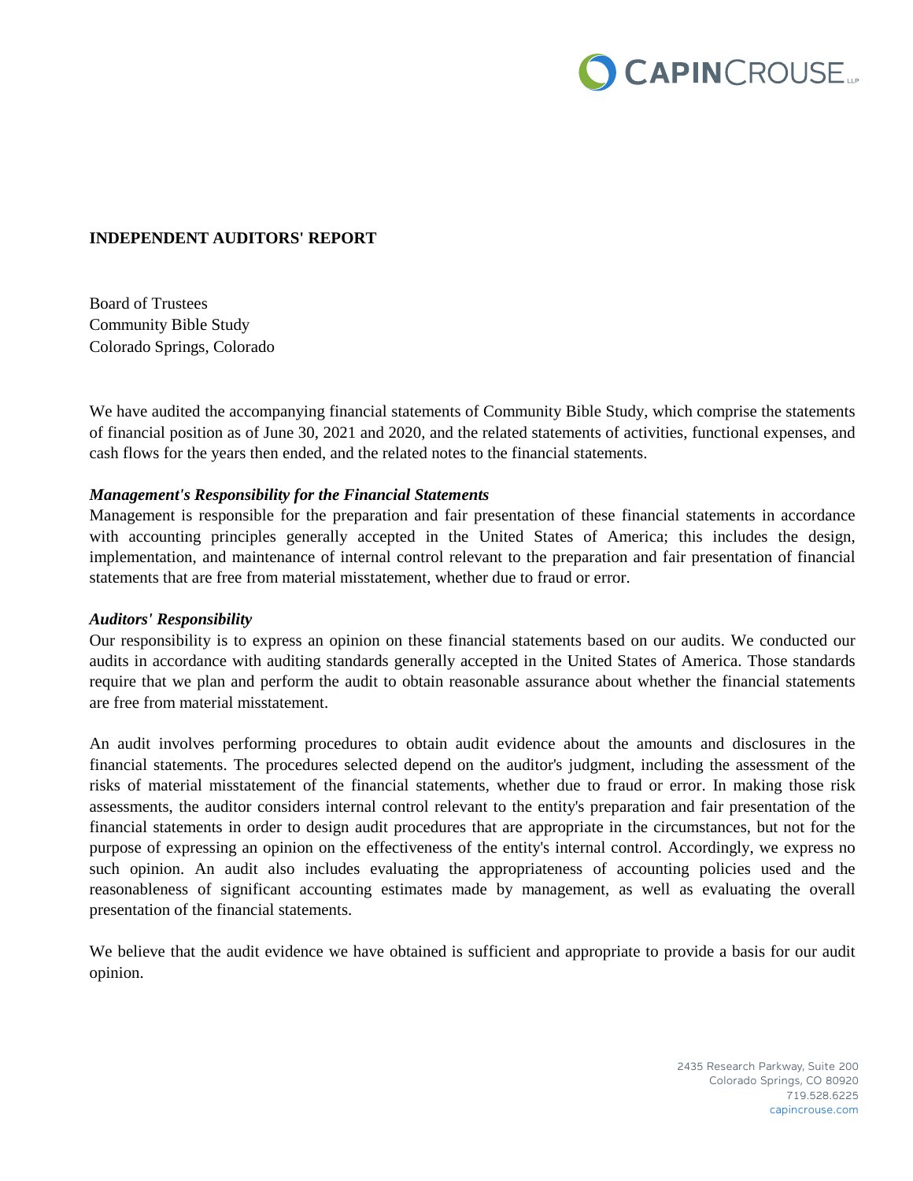CAPINCROUSE LLP

## INDEPENDENT AUDITORS' REPORT

Board of Trustees
Community Bible Study
Colorado Springs, Colorado

We have audited the accompanying financial statements of Community Bible Study, which comprise the statements of financial position as of June 30, 2021 and 2020, and the related statements of activities, functional expenses, and cash flows for the years then ended, and the related notes to the financial statements.

***Management's Responsibility for the Financial Statements***

Management is responsible for the preparation and fair presentation of these financial statements in accordance with accounting principles generally accepted in the United States of America; this includes the design, implementation, and maintenance of internal control relevant to the preparation and fair presentation of financial statements that are free from material misstatement, whether due to fraud or error.

***Auditors' Responsibility***

Our responsibility is to express an opinion on these financial statements based on our audits. We conducted our audits in accordance with auditing standards generally accepted in the United States of America. Those standards require that we plan and perform the audit to obtain reasonable assurance about whether the financial statements are free from material misstatement.

An audit involves performing procedures to obtain audit evidence about the amounts and disclosures in the financial statements. The procedures selected depend on the auditor's judgment, including the assessment of the risks of material misstatement of the financial statements, whether due to fraud or error. In making those risk assessments, the auditor considers internal control relevant to the entity's preparation and fair presentation of the financial statements in order to design audit procedures that are appropriate in the circumstances, but not for the purpose of expressing an opinion on the effectiveness of the entity's internal control. Accordingly, we express no such opinion. An audit also includes evaluating the appropriateness of accounting policies used and the reasonableness of significant accounting estimates made by management, as well as evaluating the overall presentation of the financial statements.

We believe that the audit evidence we have obtained is sufficient and appropriate to provide a basis for our audit opinion.

2435 Research Parkway, Suite 200
Colorado Springs, CO 80920
719.528.6225
capincrouse.com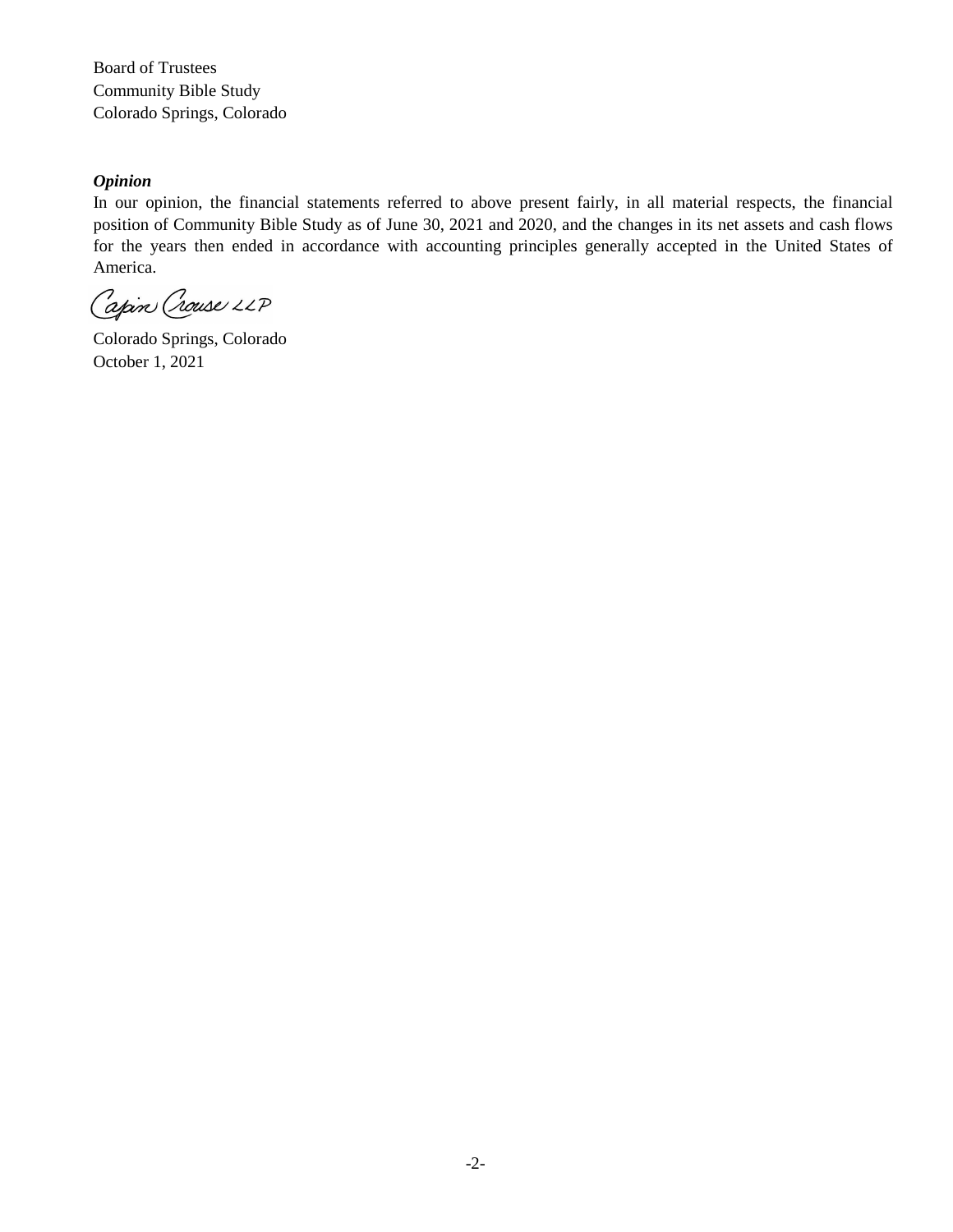Board of Trustees
Community Bible Study
Colorado Springs, Colorado

***Opinion***

In our opinion, the financial statements referred to above present fairly, in all material respects, the financial position of Community Bible Study as of June 30, 2021 and 2020, and the changes in its net assets and cash flows for the years then ended in accordance with accounting principles generally accepted in the United States of America.

Capin Crouse LLP

Colorado Springs, Colorado
October 1, 2021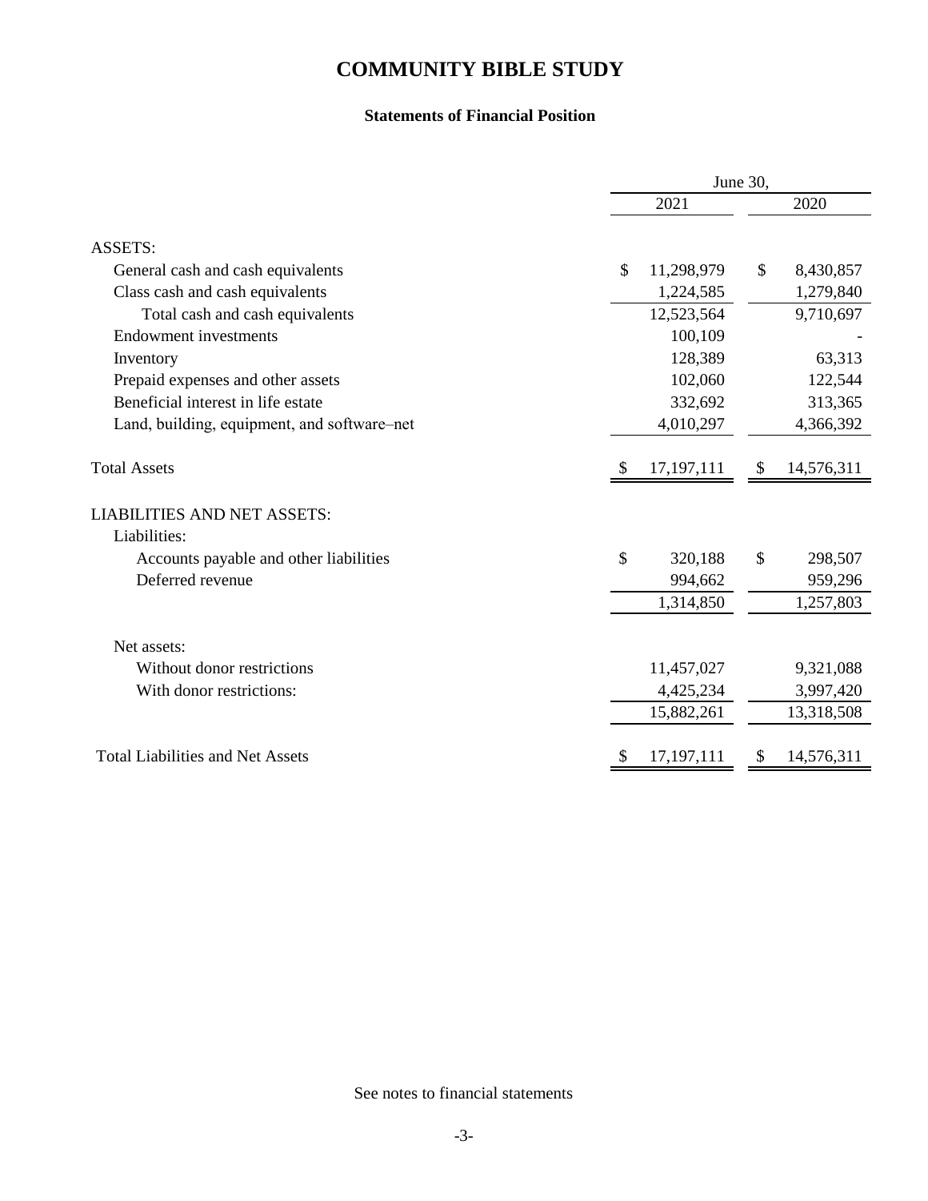# COMMUNITY BIBLE STUDY

## Statements of Financial Position

| | June 30, 2021 | June 30, 2020 |
|---|---|---|
| ASSETS: | | |
| General cash and cash equivalents | $ 11,298,979 | $ 8,430,857 |
| Class cash and cash equivalents | 1,224,585 | 1,279,840 |
| Total cash and cash equivalents | 12,523,564 | 9,710,697 |
| Endowment investments | 100,109 | - |
| Inventory | 128,389 | 63,313 |
| Prepaid expenses and other assets | 102,060 | 122,544 |
| Beneficial interest in life estate | 332,692 | 313,365 |
| Land, building, equipment, and software–net | 4,010,297 | 4,366,392 |
| Total Assets | $ 17,197,111 | $ 14,576,311 |
| LIABILITIES AND NET ASSETS: | | |
| Liabilities: | | |
| Accounts payable and other liabilities | $ 320,188 | $ 298,507 |
| Deferred revenue | 994,662 | 959,296 |
| | 1,314,850 | 1,257,803 |
| Net assets: | | |
| Without donor restrictions | 11,457,027 | 9,321,088 |
| With donor restrictions: | 4,425,234 | 3,997,420 |
| | 15,882,261 | 13,318,508 |
| Total Liabilities and Net Assets | $ 17,197,111 | $ 14,576,311 |

See notes to financial statements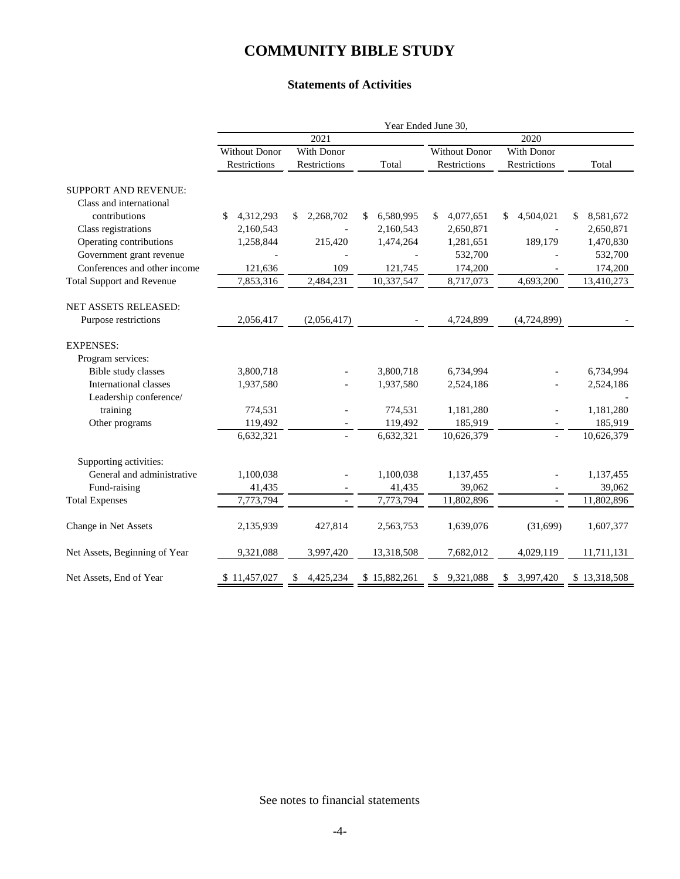# COMMUNITY BIBLE STUDY

## Statements of Activities

| | Year Ended June 30, | | | | | |
|---|---|---|---|---|---|---|
| | 2021 | | | 2020 | | |
| | Without Donor Restrictions | With Donor Restrictions | Total | Without Donor Restrictions | With Donor Restrictions | Total |
| SUPPORT AND REVENUE: | | | | | | |
| Class and international contributions | $ 4,312,293 | $ 2,268,702 | $ 6,580,995 | $ 4,077,651 | $ 4,504,021 | $ 8,581,672 |
| Class registrations | 2,160,543 | - | 2,160,543 | 2,650,871 | - | 2,650,871 |
| Operating contributions | 1,258,844 | 215,420 | 1,474,264 | 1,281,651 | 189,179 | 1,470,830 |
| Government grant revenue | - | - | - | 532,700 | - | 532,700 |
| Conferences and other income | 121,636 | 109 | 121,745 | 174,200 | - | 174,200 |
| Total Support and Revenue | 7,853,316 | 2,484,231 | 10,337,547 | 8,717,073 | 4,693,200 | 13,410,273 |
| NET ASSETS RELEASED: | | | | | | |
| Purpose restrictions | 2,056,417 | (2,056,417) | - | 4,724,899 | (4,724,899) | - |
| EXPENSES: | | | | | | |
| Program services: | | | | | | |
| Bible study classes | 3,800,718 | - | 3,800,718 | 6,734,994 | - | 6,734,994 |
| International classes | 1,937,580 | - | 1,937,580 | 2,524,186 | - | 2,524,186 |
| Leadership conference/ training | 774,531 | - | 774,531 | 1,181,280 | - | 1,181,280 |
| Other programs | 119,492 | - | 119,492 | 185,919 | - | 185,919 |
| | 6,632,321 | - | 6,632,321 | 10,626,379 | - | 10,626,379 |
| Supporting activities: | | | | | | |
| General and administrative | 1,100,038 | - | 1,100,038 | 1,137,455 | - | 1,137,455 |
| Fund-raising | 41,435 | - | 41,435 | 39,062 | - | 39,062 |
| Total Expenses | 7,773,794 | - | 7,773,794 | 11,802,896 | - | 11,802,896 |
| Change in Net Assets | 2,135,939 | 427,814 | 2,563,753 | 1,639,076 | (31,699) | 1,607,377 |
| Net Assets, Beginning of Year | 9,321,088 | 3,997,420 | 13,318,508 | 7,682,012 | 4,029,119 | 11,711,131 |
| Net Assets, End of Year | $ 11,457,027 | $ 4,425,234 | $ 15,882,261 | $ 9,321,088 | $ 3,997,420 | $ 13,318,508 |

See notes to financial statements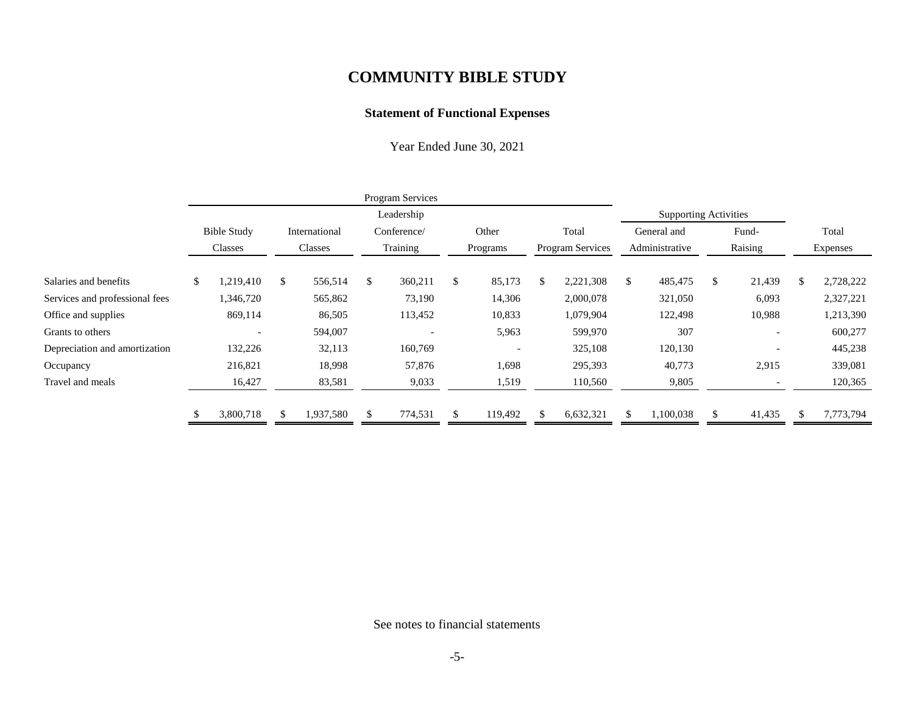# COMMUNITY BIBLE STUDY

## Statement of Functional Expenses

Year Ended June 30, 2021

| | Program Services | | | | | Supporting Activities | | |
|---|---|---|---|---|---|---|---|---|
| | Bible Study Classes | International Classes | Leadership Conference/ Training | Other Programs | Total Program Services | General and Administrative | Fund- Raising | Total Expenses |
| Salaries and benefits | $ 1,219,410 | $ 556,514 | $ 360,211 | $ 85,173 | $ 2,221,308 | $ 485,475 | $ 21,439 | $ 2,728,222 |
| Services and professional fees | 1,346,720 | 565,862 | 73,190 | 14,306 | 2,000,078 | 321,050 | 6,093 | 2,327,221 |
| Office and supplies | 869,114 | 86,505 | 113,452 | 10,833 | 1,079,904 | 122,498 | 10,988 | 1,213,390 |
| Grants to others | - | 594,007 | - | 5,963 | 599,970 | 307 | - | 600,277 |
| Depreciation and amortization | 132,226 | 32,113 | 160,769 | - | 325,108 | 120,130 | - | 445,238 |
| Occupancy | 216,821 | 18,998 | 57,876 | 1,698 | 295,393 | 40,773 | 2,915 | 339,081 |
| Travel and meals | 16,427 | 83,581 | 9,033 | 1,519 | 110,560 | 9,805 | - | 120,365 |
| | $ 3,800,718 | $ 1,937,580 | $ 774,531 | $ 119,492 | $ 6,632,321 | $ 1,100,038 | $ 41,435 | $ 7,773,794 |

See notes to financial statements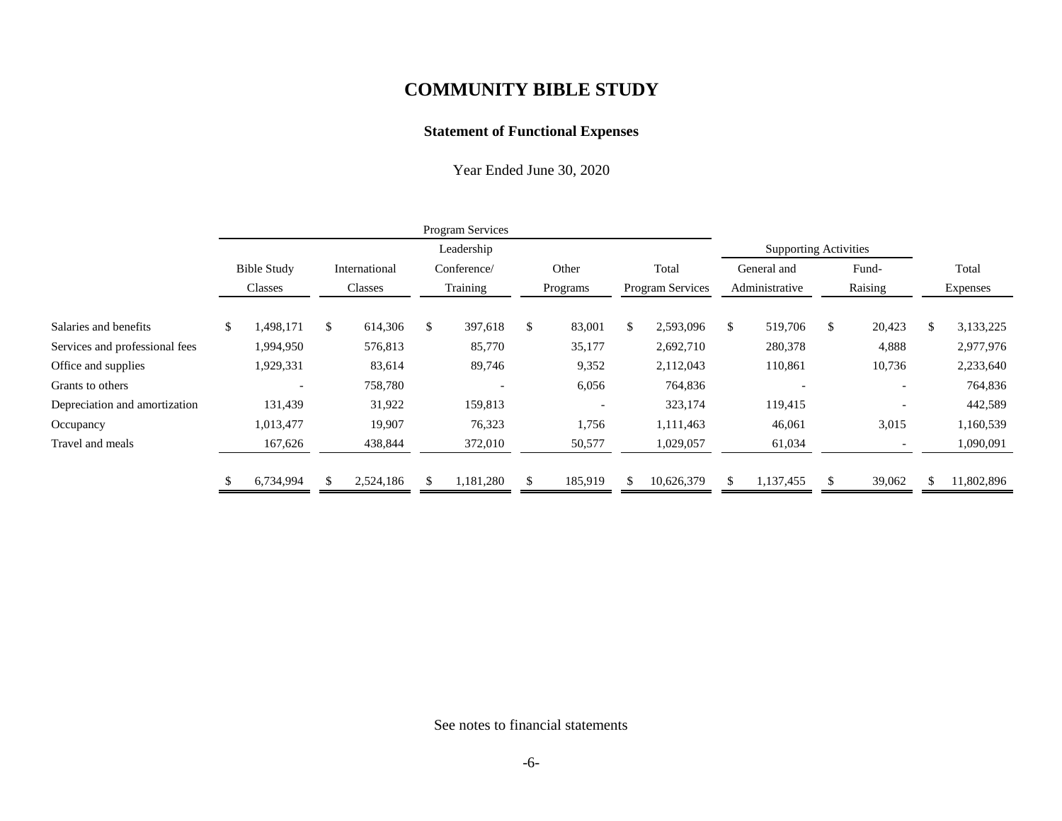# COMMUNITY BIBLE STUDY

## Statement of Functional Expenses

Year Ended June 30, 2020

| | Program Services | | | | | Supporting Activities | | |
|---|---|---|---|---|---|---|---|---|
| | Bible Study Classes | International Classes | Leadership Conference/ Training | Other Programs | Total Program Services | General and Administrative | Fund-Raising | Total Expenses |
| Salaries and benefits | $ 1,498,171 | $ 614,306 | $ 397,618 | $ 83,001 | $ 2,593,096 | $ 519,706 | $ 20,423 | $ 3,133,225 |
| Services and professional fees | 1,994,950 | 576,813 | 85,770 | 35,177 | 2,692,710 | 280,378 | 4,888 | 2,977,976 |
| Office and supplies | 1,929,331 | 83,614 | 89,746 | 9,352 | 2,112,043 | 110,861 | 10,736 | 2,233,640 |
| Grants to others | - | 758,780 | - | 6,056 | 764,836 | - | - | 764,836 |
| Depreciation and amortization | 131,439 | 31,922 | 159,813 | - | 323,174 | 119,415 | - | 442,589 |
| Occupancy | 1,013,477 | 19,907 | 76,323 | 1,756 | 1,111,463 | 46,061 | 3,015 | 1,160,539 |
| Travel and meals | 167,626 | 438,844 | 372,010 | 50,577 | 1,029,057 | 61,034 | - | 1,090,091 |
| | $ 6,734,994 | $ 2,524,186 | $ 1,181,280 | $ 185,919 | $ 10,626,379 | $ 1,137,455 | $ 39,062 | $ 11,802,896 |

See notes to financial statements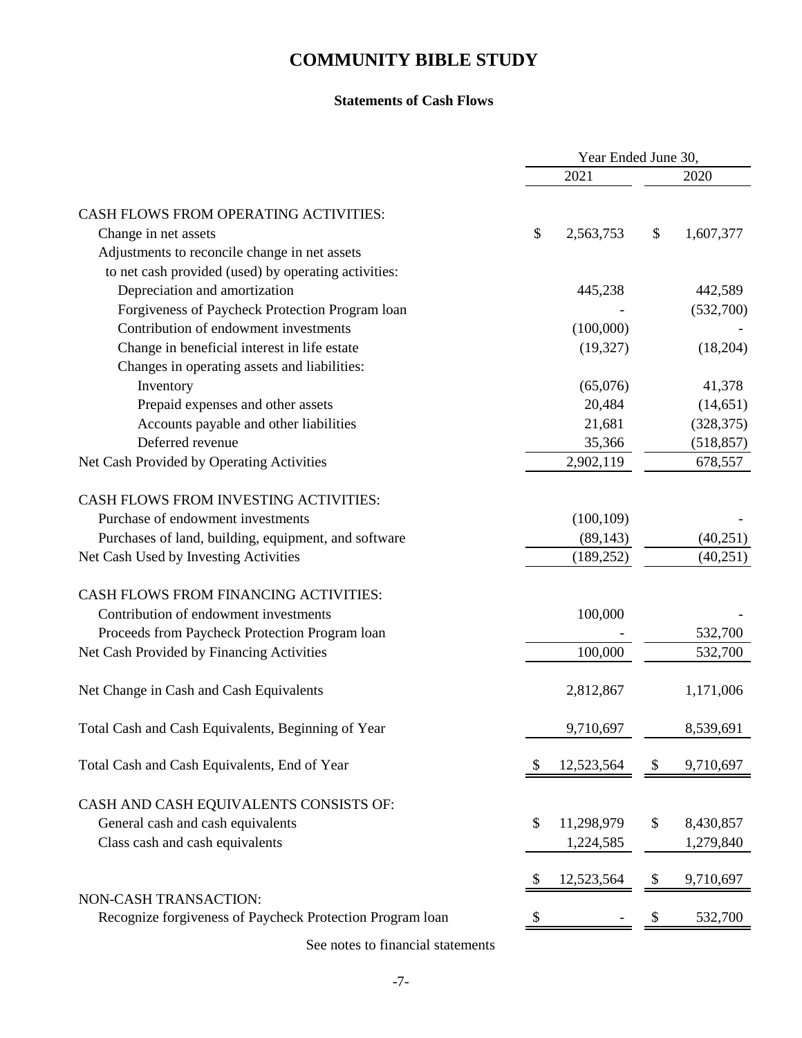# COMMUNITY BIBLE STUDY

## Statements of Cash Flows

| | Year Ended June 30, 2021 | Year Ended June 30, 2020 |
|---|---|---|
| **CASH FLOWS FROM OPERATING ACTIVITIES:** | | |
| Change in net assets | $ 2,563,753 | $ 1,607,377 |
| Adjustments to reconcile change in net assets to net cash provided (used) by operating activities: | | |
| Depreciation and amortization | 445,238 | 442,589 |
| Forgiveness of Paycheck Protection Program loan | - | (532,700) |
| Contribution of endowment investments | (100,000) | - |
| Change in beneficial interest in life estate | (19,327) | (18,204) |
| Changes in operating assets and liabilities: | | |
| Inventory | (65,076) | 41,378 |
| Prepaid expenses and other assets | 20,484 | (14,651) |
| Accounts payable and other liabilities | 21,681 | (328,375) |
| Deferred revenue | 35,366 | (518,857) |
| Net Cash Provided by Operating Activities | 2,902,119 | 678,557 |
| **CASH FLOWS FROM INVESTING ACTIVITIES:** | | |
| Purchase of endowment investments | (100,109) | - |
| Purchases of land, building, equipment, and software | (89,143) | (40,251) |
| Net Cash Used by Investing Activities | (189,252) | (40,251) |
| **CASH FLOWS FROM FINANCING ACTIVITIES:** | | |
| Contribution of endowment investments | 100,000 | - |
| Proceeds from Paycheck Protection Program loan | - | 532,700 |
| Net Cash Provided by Financing Activities | 100,000 | 532,700 |
| Net Change in Cash and Cash Equivalents | 2,812,867 | 1,171,006 |
| Total Cash and Cash Equivalents, Beginning of Year | 9,710,697 | 8,539,691 |
| Total Cash and Cash Equivalents, End of Year | $ 12,523,564 | $ 9,710,697 |
| **CASH AND CASH EQUIVALENTS CONSISTS OF:** | | |
| General cash and cash equivalents | $ 11,298,979 | $ 8,430,857 |
| Class cash and cash equivalents | 1,224,585 | 1,279,840 |
| | $ 12,523,564 | $ 9,710,697 |
| **NON-CASH TRANSACTION:** | | |
| Recognize forgiveness of Paycheck Protection Program loan | $ - | $ 532,700 |

See notes to financial statements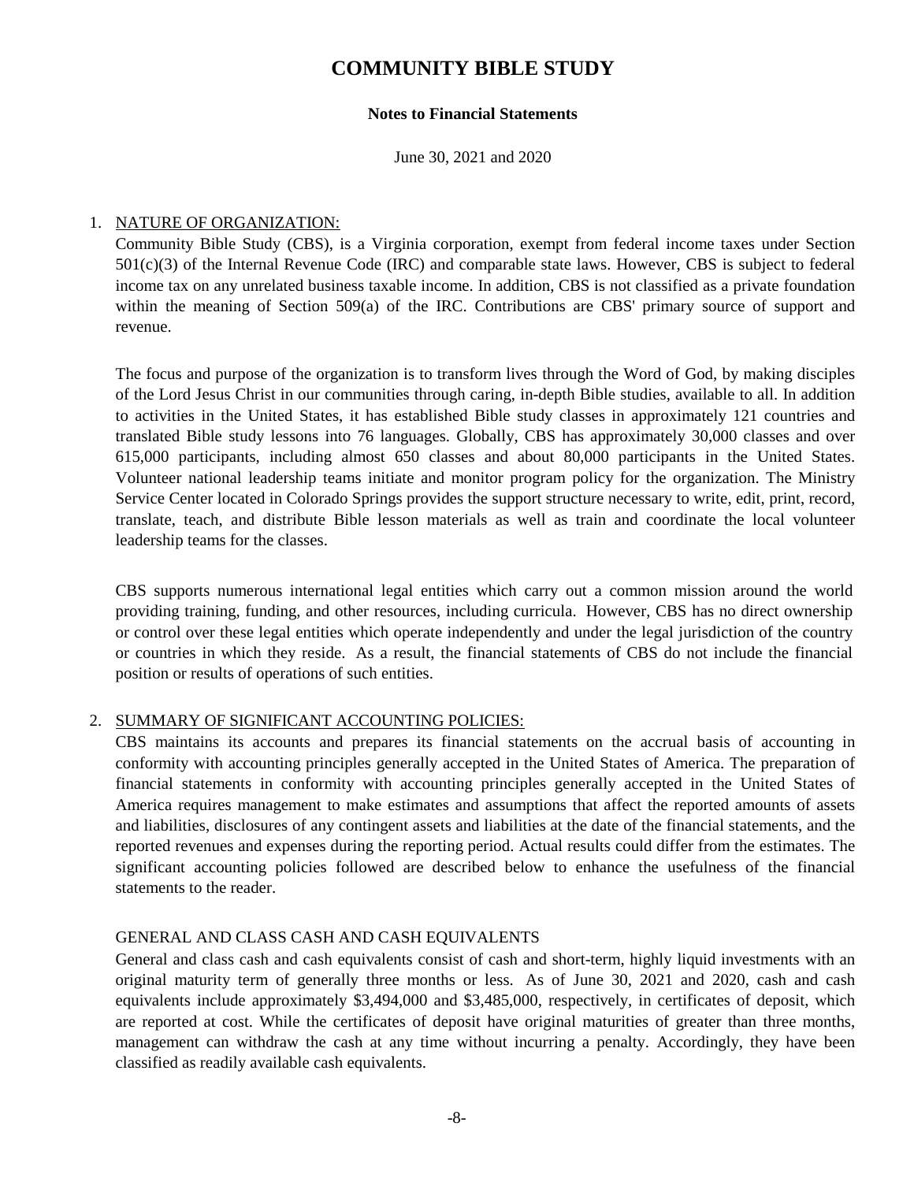# COMMUNITY BIBLE STUDY

**Notes to Financial Statements**

June 30, 2021 and 2020

1. NATURE OF ORGANIZATION:

   Community Bible Study (CBS), is a Virginia corporation, exempt from federal income taxes under Section 501(c)(3) of the Internal Revenue Code (IRC) and comparable state laws. However, CBS is subject to federal income tax on any unrelated business taxable income. In addition, CBS is not classified as a private foundation within the meaning of Section 509(a) of the IRC. Contributions are CBS' primary source of support and revenue.

   The focus and purpose of the organization is to transform lives through the Word of God, by making disciples of the Lord Jesus Christ in our communities through caring, in-depth Bible studies, available to all. In addition to activities in the United States, it has established Bible study classes in approximately 121 countries and translated Bible study lessons into 76 languages. Globally, CBS has approximately 30,000 classes and over 615,000 participants, including almost 650 classes and about 80,000 participants in the United States. Volunteer national leadership teams initiate and monitor program policy for the organization. The Ministry Service Center located in Colorado Springs provides the support structure necessary to write, edit, print, record, translate, teach, and distribute Bible lesson materials as well as train and coordinate the local volunteer leadership teams for the classes.

   CBS supports numerous international legal entities which carry out a common mission around the world providing training, funding, and other resources, including curricula. However, CBS has no direct ownership or control over these legal entities which operate independently and under the legal jurisdiction of the country or countries in which they reside. As a result, the financial statements of CBS do not include the financial position or results of operations of such entities.

2. SUMMARY OF SIGNIFICANT ACCOUNTING POLICIES:

   CBS maintains its accounts and prepares its financial statements on the accrual basis of accounting in conformity with accounting principles generally accepted in the United States of America. The preparation of financial statements in conformity with accounting principles generally accepted in the United States of America requires management to make estimates and assumptions that affect the reported amounts of assets and liabilities, disclosures of any contingent assets and liabilities at the date of the financial statements, and the reported revenues and expenses during the reporting period. Actual results could differ from the estimates. The significant accounting policies followed are described below to enhance the usefulness of the financial statements to the reader.

   GENERAL AND CLASS CASH AND CASH EQUIVALENTS

   General and class cash and cash equivalents consist of cash and short-term, highly liquid investments with an original maturity term of generally three months or less. As of June 30, 2021 and 2020, cash and cash equivalents include approximately $3,494,000 and $3,485,000, respectively, in certificates of deposit, which are reported at cost. While the certificates of deposit have original maturities of greater than three months, management can withdraw the cash at any time without incurring a penalty. Accordingly, they have been classified as readily available cash equivalents.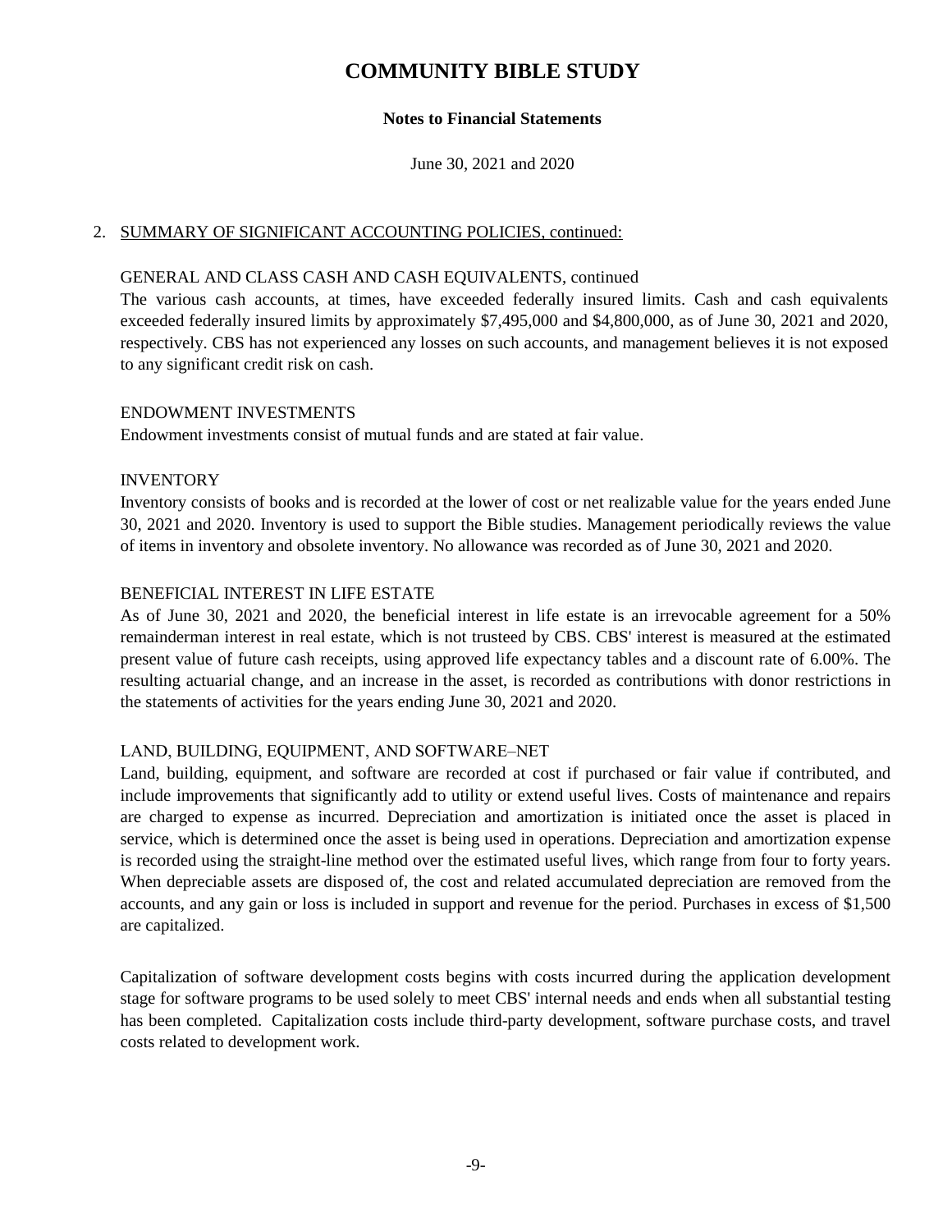# COMMUNITY BIBLE STUDY

**Notes to Financial Statements**

June 30, 2021 and 2020

2. SUMMARY OF SIGNIFICANT ACCOUNTING POLICIES, continued:

GENERAL AND CLASS CASH AND CASH EQUIVALENTS, continued
The various cash accounts, at times, have exceeded federally insured limits. Cash and cash equivalents exceeded federally insured limits by approximately $7,495,000 and $4,800,000, as of June 30, 2021 and 2020, respectively. CBS has not experienced any losses on such accounts, and management believes it is not exposed to any significant credit risk on cash.

ENDOWMENT INVESTMENTS
Endowment investments consist of mutual funds and are stated at fair value.

INVENTORY
Inventory consists of books and is recorded at the lower of cost or net realizable value for the years ended June 30, 2021 and 2020. Inventory is used to support the Bible studies. Management periodically reviews the value of items in inventory and obsolete inventory. No allowance was recorded as of June 30, 2021 and 2020.

BENEFICIAL INTEREST IN LIFE ESTATE
As of June 30, 2021 and 2020, the beneficial interest in life estate is an irrevocable agreement for a 50% remainderman interest in real estate, which is not trusteed by CBS. CBS' interest is measured at the estimated present value of future cash receipts, using approved life expectancy tables and a discount rate of 6.00%. The resulting actuarial change, and an increase in the asset, is recorded as contributions with donor restrictions in the statements of activities for the years ending June 30, 2021 and 2020.

LAND, BUILDING, EQUIPMENT, AND SOFTWARE–NET
Land, building, equipment, and software are recorded at cost if purchased or fair value if contributed, and include improvements that significantly add to utility or extend useful lives. Costs of maintenance and repairs are charged to expense as incurred. Depreciation and amortization is initiated once the asset is placed in service, which is determined once the asset is being used in operations. Depreciation and amortization expense is recorded using the straight-line method over the estimated useful lives, which range from four to forty years. When depreciable assets are disposed of, the cost and related accumulated depreciation are removed from the accounts, and any gain or loss is included in support and revenue for the period. Purchases in excess of $1,500 are capitalized.

Capitalization of software development costs begins with costs incurred during the application development stage for software programs to be used solely to meet CBS' internal needs and ends when all substantial testing has been completed. Capitalization costs include third-party development, software purchase costs, and travel costs related to development work.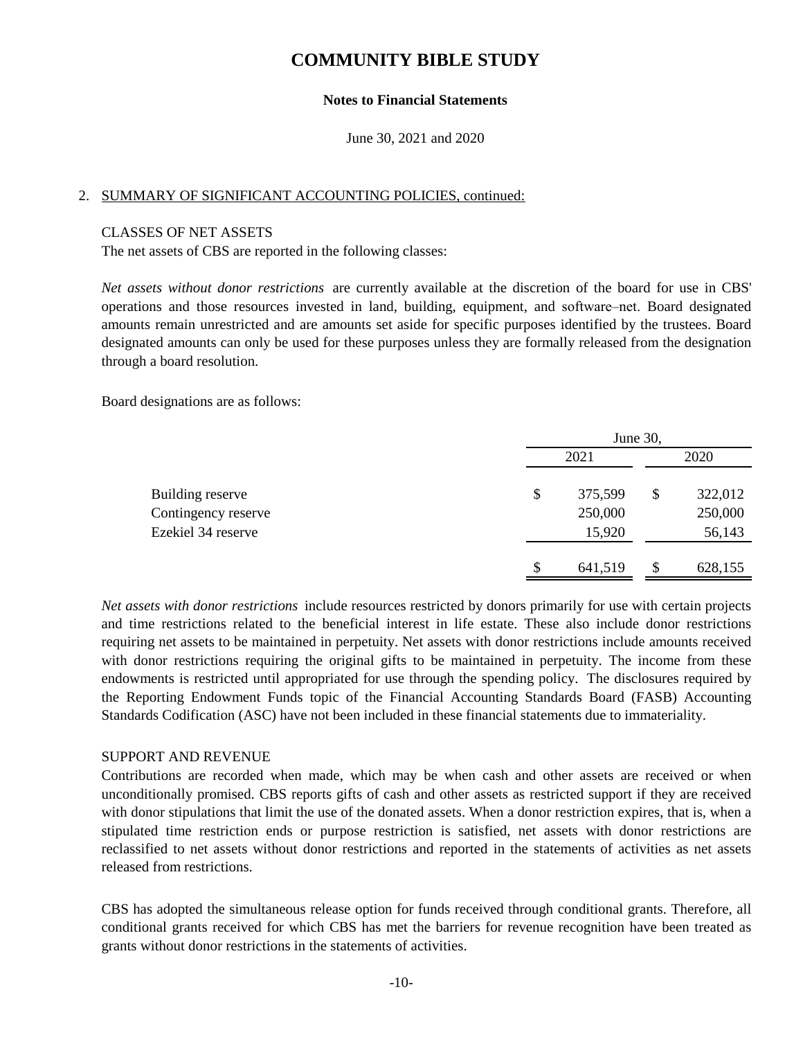# COMMUNITY BIBLE STUDY

**Notes to Financial Statements**

June 30, 2021 and 2020

2. SUMMARY OF SIGNIFICANT ACCOUNTING POLICIES, continued:

CLASSES OF NET ASSETS

The net assets of CBS are reported in the following classes:

*Net assets without donor restrictions* are currently available at the discretion of the board for use in CBS' operations and those resources invested in land, building, equipment, and software–net. Board designated amounts remain unrestricted and are amounts set aside for specific purposes identified by the trustees. Board designated amounts can only be used for these purposes unless they are formally released from the designation through a board resolution.

Board designations are as follows:

| | June 30, 2021 | June 30, 2020 |
|---|---|---|
| Building reserve | $ 375,599 | $ 322,012 |
| Contingency reserve | 250,000 | 250,000 |
| Ezekiel 34 reserve | 15,920 | 56,143 |
| | $ 641,519 | $ 628,155 |

*Net assets with donor restrictions* include resources restricted by donors primarily for use with certain projects and time restrictions related to the beneficial interest in life estate. These also include donor restrictions requiring net assets to be maintained in perpetuity. Net assets with donor restrictions include amounts received with donor restrictions requiring the original gifts to be maintained in perpetuity. The income from these endowments is restricted until appropriated for use through the spending policy. The disclosures required by the Reporting Endowment Funds topic of the Financial Accounting Standards Board (FASB) Accounting Standards Codification (ASC) have not been included in these financial statements due to immateriality.

SUPPORT AND REVENUE

Contributions are recorded when made, which may be when cash and other assets are received or when unconditionally promised. CBS reports gifts of cash and other assets as restricted support if they are received with donor stipulations that limit the use of the donated assets. When a donor restriction expires, that is, when a stipulated time restriction ends or purpose restriction is satisfied, net assets with donor restrictions are reclassified to net assets without donor restrictions and reported in the statements of activities as net assets released from restrictions.

CBS has adopted the simultaneous release option for funds received through conditional grants. Therefore, all conditional grants received for which CBS has met the barriers for revenue recognition have been treated as grants without donor restrictions in the statements of activities.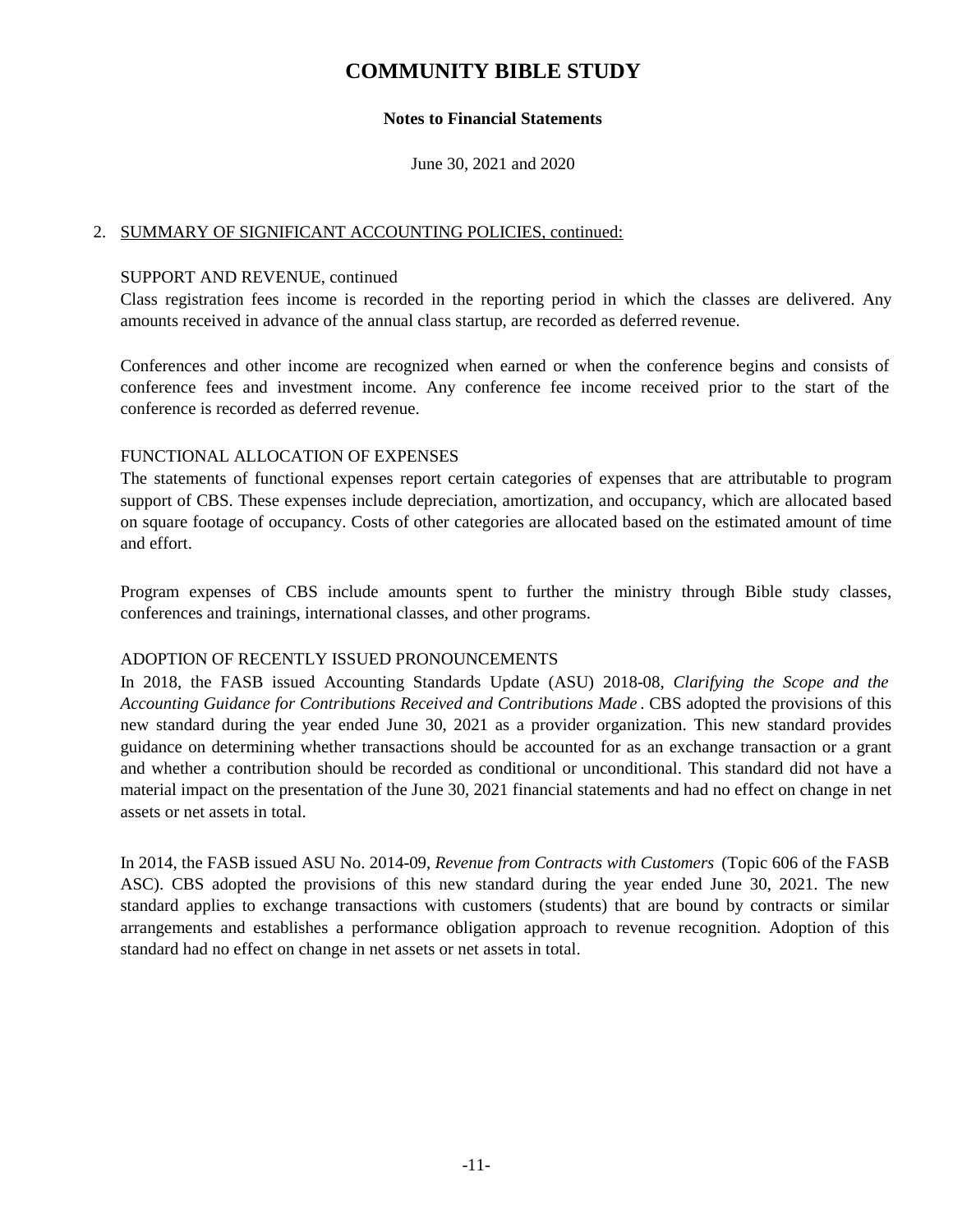# COMMUNITY BIBLE STUDY

**Notes to Financial Statements**

June 30, 2021 and 2020

2. SUMMARY OF SIGNIFICANT ACCOUNTING POLICIES, continued:

SUPPORT AND REVENUE, continued

Class registration fees income is recorded in the reporting period in which the classes are delivered. Any amounts received in advance of the annual class startup, are recorded as deferred revenue.

Conferences and other income are recognized when earned or when the conference begins and consists of conference fees and investment income. Any conference fee income received prior to the start of the conference is recorded as deferred revenue.

FUNCTIONAL ALLOCATION OF EXPENSES

The statements of functional expenses report certain categories of expenses that are attributable to program support of CBS. These expenses include depreciation, amortization, and occupancy, which are allocated based on square footage of occupancy. Costs of other categories are allocated based on the estimated amount of time and effort.

Program expenses of CBS include amounts spent to further the ministry through Bible study classes, conferences and trainings, international classes, and other programs.

ADOPTION OF RECENTLY ISSUED PRONOUNCEMENTS

In 2018, the FASB issued Accounting Standards Update (ASU) 2018-08, *Clarifying the Scope and the Accounting Guidance for Contributions Received and Contributions Made*. CBS adopted the provisions of this new standard during the year ended June 30, 2021 as a provider organization. This new standard provides guidance on determining whether transactions should be accounted for as an exchange transaction or a grant and whether a contribution should be recorded as conditional or unconditional. This standard did not have a material impact on the presentation of the June 30, 2021 financial statements and had no effect on change in net assets or net assets in total.

In 2014, the FASB issued ASU No. 2014-09, *Revenue from Contracts with Customers* (Topic 606 of the FASB ASC). CBS adopted the provisions of this new standard during the year ended June 30, 2021. The new standard applies to exchange transactions with customers (students) that are bound by contracts or similar arrangements and establishes a performance obligation approach to revenue recognition. Adoption of this standard had no effect on change in net assets or net assets in total.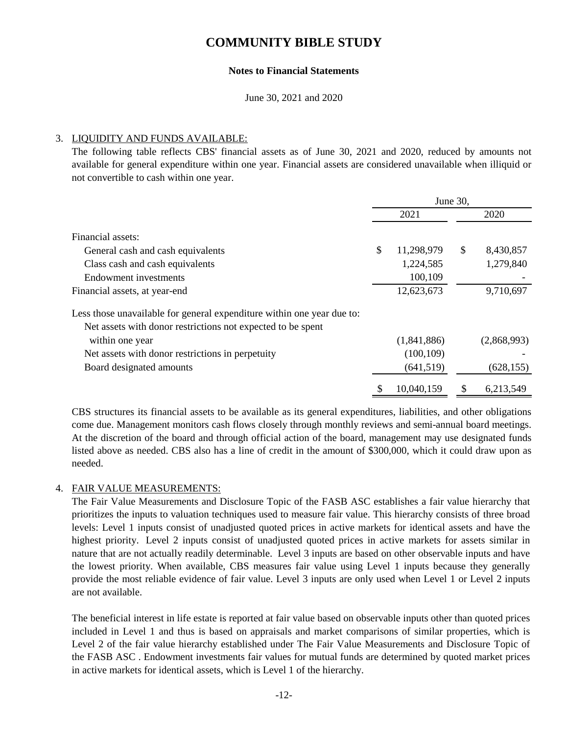# COMMUNITY BIBLE STUDY

**Notes to Financial Statements**

June 30, 2021 and 2020

3. LIQUIDITY AND FUNDS AVAILABLE:

The following table reflects CBS' financial assets as of June 30, 2021 and 2020, reduced by amounts not available for general expenditure within one year. Financial assets are considered unavailable when illiquid or not convertible to cash within one year.

| | June 30, 2021 | June 30, 2020 |
|---|---|---|
| Financial assets: | | |
| General cash and cash equivalents | $ 11,298,979 | $ 8,430,857 |
| Class cash and cash equivalents | 1,224,585 | 1,279,840 |
| Endowment investments | 100,109 | - |
| Financial assets, at year-end | 12,623,673 | 9,710,697 |
| Less those unavailable for general expenditure within one year due to: | | |
| Net assets with donor restrictions not expected to be spent within one year | (1,841,886) | (2,868,993) |
| Net assets with donor restrictions in perpetuity | (100,109) | - |
| Board designated amounts | (641,519) | (628,155) |
| | $ 10,040,159 | $ 6,213,549 |

CBS structures its financial assets to be available as its general expenditures, liabilities, and other obligations come due. Management monitors cash flows closely through monthly reviews and semi-annual board meetings. At the discretion of the board and through official action of the board, management may use designated funds listed above as needed. CBS also has a line of credit in the amount of $300,000, which it could draw upon as needed.

4. FAIR VALUE MEASUREMENTS:

The Fair Value Measurements and Disclosure Topic of the FASB ASC establishes a fair value hierarchy that prioritizes the inputs to valuation techniques used to measure fair value. This hierarchy consists of three broad levels: Level 1 inputs consist of unadjusted quoted prices in active markets for identical assets and have the highest priority. Level 2 inputs consist of unadjusted quoted prices in active markets for assets similar in nature that are not actually readily determinable. Level 3 inputs are based on other observable inputs and have the lowest priority. When available, CBS measures fair value using Level 1 inputs because they generally provide the most reliable evidence of fair value. Level 3 inputs are only used when Level 1 or Level 2 inputs are not available.

The beneficial interest in life estate is reported at fair value based on observable inputs other than quoted prices included in Level 1 and thus is based on appraisals and market comparisons of similar properties, which is Level 2 of the fair value hierarchy established under The Fair Value Measurements and Disclosure Topic of the FASB ASC . Endowment investments fair values for mutual funds are determined by quoted market prices in active markets for identical assets, which is Level 1 of the hierarchy.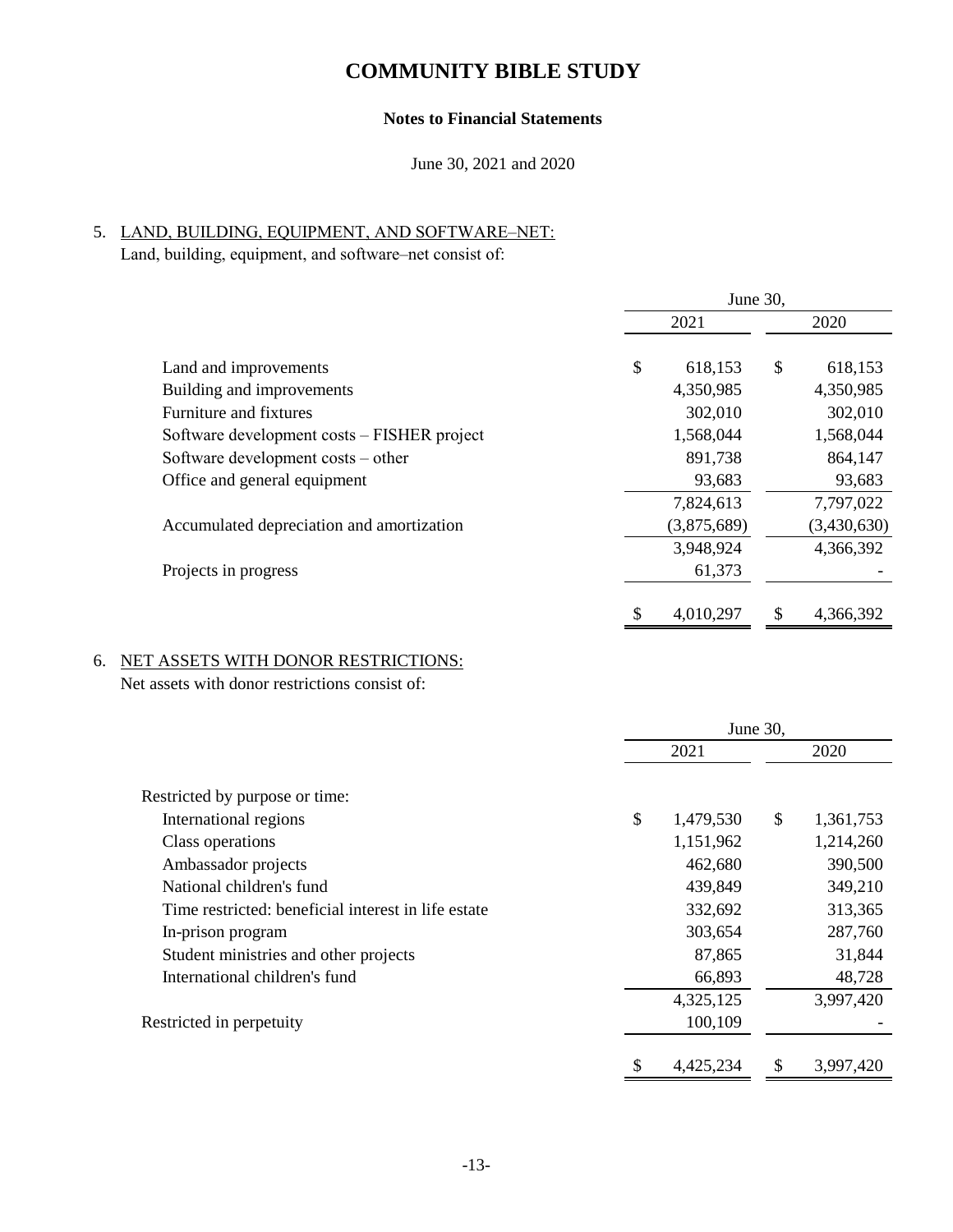# COMMUNITY BIBLE STUDY

**Notes to Financial Statements**

June 30, 2021 and 2020

5. <u>LAND, BUILDING, EQUIPMENT, AND SOFTWARE–NET:</u>

Land, building, equipment, and software–net consist of:

| | June 30, 2021 | June 30, 2020 |
|---|---|---|
| Land and improvements | $ 618,153 | $ 618,153 |
| Building and improvements | 4,350,985 | 4,350,985 |
| Furniture and fixtures | 302,010 | 302,010 |
| Software development costs – FISHER project | 1,568,044 | 1,568,044 |
| Software development costs – other | 891,738 | 864,147 |
| Office and general equipment | 93,683 | 93,683 |
| | 7,824,613 | 7,797,022 |
| Accumulated depreciation and amortization | (3,875,689) | (3,430,630) |
| | 3,948,924 | 4,366,392 |
| Projects in progress | 61,373 | - |
| | $ 4,010,297 | $ 4,366,392 |

6. <u>NET ASSETS WITH DONOR RESTRICTIONS:</u>

Net assets with donor restrictions consist of:

| | June 30, 2021 | June 30, 2020 |
|---|---|---|
| Restricted by purpose or time: | | |
| International regions | $ 1,479,530 | $ 1,361,753 |
| Class operations | 1,151,962 | 1,214,260 |
| Ambassador projects | 462,680 | 390,500 |
| National children's fund | 439,849 | 349,210 |
| Time restricted: beneficial interest in life estate | 332,692 | 313,365 |
| In-prison program | 303,654 | 287,760 |
| Student ministries and other projects | 87,865 | 31,844 |
| International children's fund | 66,893 | 48,728 |
| | 4,325,125 | 3,997,420 |
| Restricted in perpetuity | 100,109 | - |
| | $ 4,425,234 | $ 3,997,420 |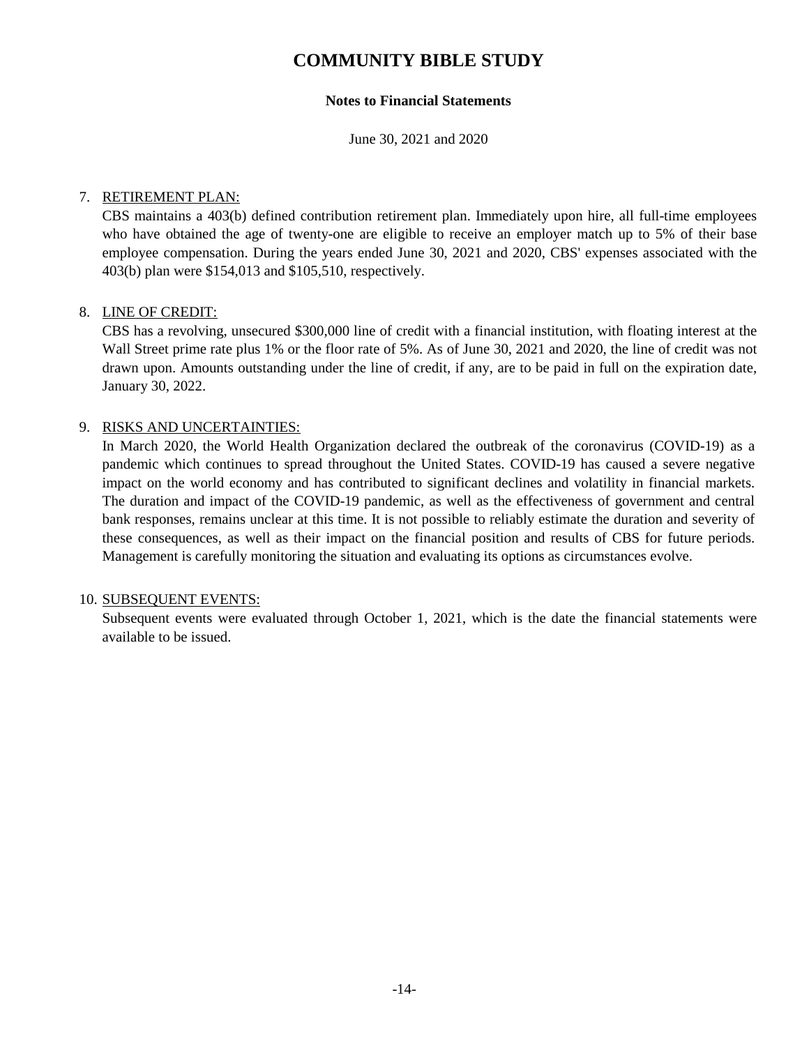# COMMUNITY BIBLE STUDY

**Notes to Financial Statements**

June 30, 2021 and 2020

7. RETIREMENT PLAN:

   CBS maintains a 403(b) defined contribution retirement plan. Immediately upon hire, all full-time employees who have obtained the age of twenty-one are eligible to receive an employer match up to 5% of their base employee compensation. During the years ended June 30, 2021 and 2020, CBS' expenses associated with the 403(b) plan were $154,013 and $105,510, respectively.

8. LINE OF CREDIT:

   CBS has a revolving, unsecured $300,000 line of credit with a financial institution, with floating interest at the Wall Street prime rate plus 1% or the floor rate of 5%. As of June 30, 2021 and 2020, the line of credit was not drawn upon. Amounts outstanding under the line of credit, if any, are to be paid in full on the expiration date, January 30, 2022.

9. RISKS AND UNCERTAINTIES:

   In March 2020, the World Health Organization declared the outbreak of the coronavirus (COVID-19) as a pandemic which continues to spread throughout the United States. COVID-19 has caused a severe negative impact on the world economy and has contributed to significant declines and volatility in financial markets. The duration and impact of the COVID-19 pandemic, as well as the effectiveness of government and central bank responses, remains unclear at this time. It is not possible to reliably estimate the duration and severity of these consequences, as well as their impact on the financial position and results of CBS for future periods. Management is carefully monitoring the situation and evaluating its options as circumstances evolve.

10. SUBSEQUENT EVENTS:

    Subsequent events were evaluated through October 1, 2021, which is the date the financial statements were available to be issued.